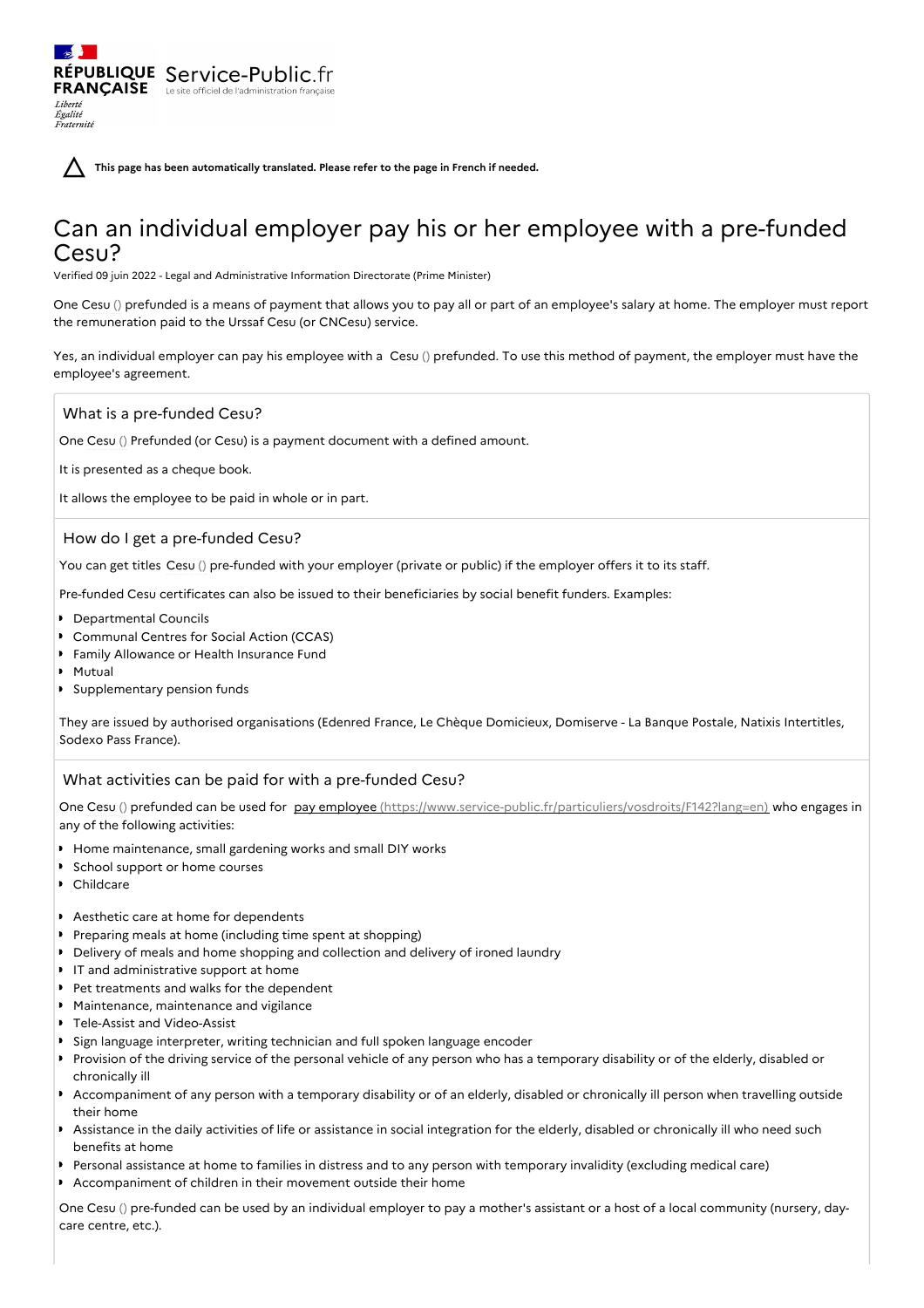This page has been automatically translated. Please refer to the page in French if needed.

# Can an individual employer pay his or her employee with a pre-funded Cesu?

Verified 09 juin 2022 - Legal and Administrative Information Directorate (Prime Minister)

One Cesu () prefunded is a means of payment that allows you to pay all or part of an employee's salary at home. The employer must report the remuneration paid to the Urssaf Cesu (or CNCesu) service.

Yes, an individual employer can pay his employee with a Cesu () prefunded. To use this method of payment, the employer must have the employee's agreement.

## What is a pre-funded Cesu?

One Cesu () Prefunded (or Cesu) is a payment document with a defined amount.

It is presented as a cheque book.

It allows the employee to be paid in whole or in part.

## How do I get a pre-funded Cesu?

You can get titles Cesu () pre-funded with your employer (private or public) if the employer offers it to its staff.

Pre-funded Cesu certificates can also be issued to their beneficiaries by social benefit funders. Examples:

- Departmental Councils
- Communal Centres for Social Action (CCAS)
- Family Allowance or Health Insurance Fund
- Mutual
- Supplementary pension funds

They are issued by authorised organisations (Edenred France, Le Chèque Domicieux, Domiserve - La Banque Postale, Natixis Intertitles, Sodexo Pass France).

## What activities can be paid for with a pre-funded Cesu?

One Cesu () prefunded can be used for pay employee (https://www.service-public.fr/particuliers/vosdroits/F142?lang=en) who engages in any of the following activities:

- Home maintenance, small gardening works and small DIY works
- School support or home courses
- Childcare
- Aesthetic care at home for dependents
- Preparing meals at home (including time spent at shopping)
- Delivery of meals and home shopping and collection and delivery of ironed laundry
- IT and administrative support at home
- Pet treatments and walks for the dependent
- Maintenance, maintenance and vigilance
- Tele-Assist and Video-Assist
- Sign language interpreter, writing technician and full spoken language encoder
- Provision of the driving service of the personal vehicle of any person who has a temporary disability or of the elderly, disabled or chronically ill
- Accompaniment of any person with a temporary disability or of an elderly, disabled or chronically ill person when travelling outside their home
- Assistance in the daily activities of life or assistance in social integration for the elderly, disabled or chronically ill who need such benefits at home
- Personal assistance at home to families in distress and to any person with temporary invalidity (excluding medical care)
- Accompaniment of children in their movement outside their home

One Cesu () pre-funded can be used by an individual employer to pay a mother's assistant or a host of a local community (nursery, day-care centre, etc.).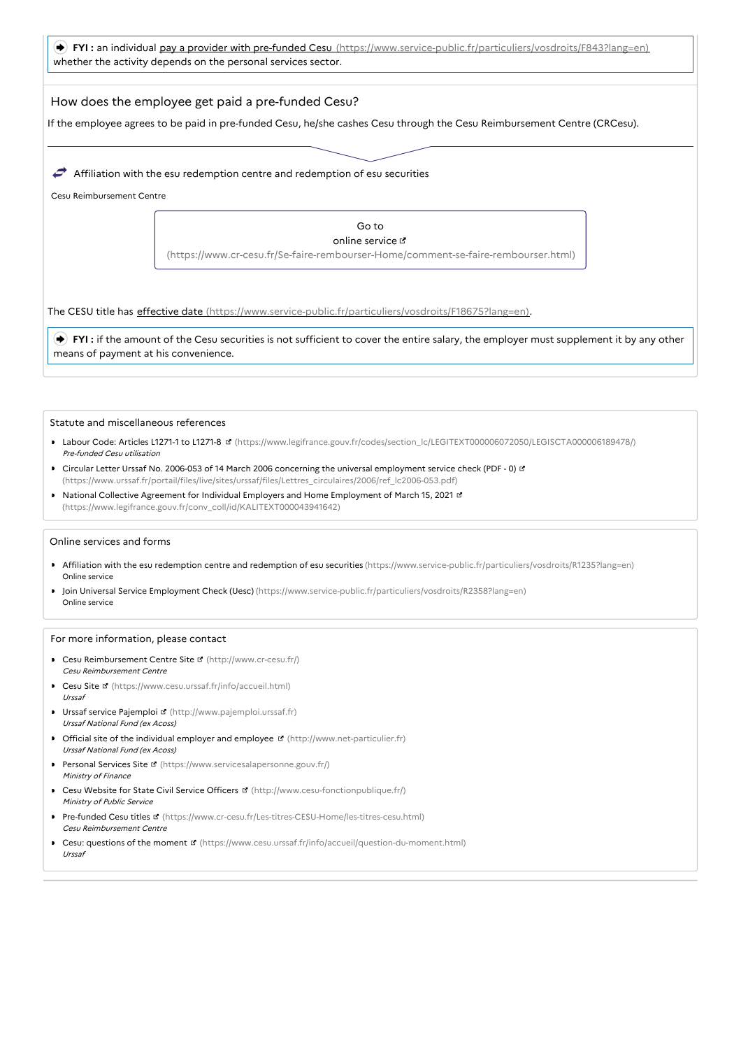**FYI :** an individual pay a provider with pre-funded Cesu (https://www.service-public.fr/particuliers/vosdroits/F843?lang=en) whether the activity depends on the personal services sector.

## How does the employee get paid a pre-funded Cesu?

If the employee agrees to be paid in pre-funded Cesu, he/she cashes Cesu through the Cesu Reimbursement Centre (CRCesu).

Affiliation with the esu redemption centre and redemption of esu securities

Cesu Reimbursement Centre

Go to
online service
(https://www.cr-cesu.fr/Se-faire-rembourser-Home/comment-se-faire-rembourser.html)

The CESU title has effective date (https://www.service-public.fr/particuliers/vosdroits/F18675?lang=en).

**FYI :** if the amount of the Cesu securities is not sufficient to cover the entire salary, the employer must supplement it by any other means of payment at his convenience.

### Statute and miscellaneous references

- Labour Code: Articles L1271-1 to L1271-8 (https://www.legifrance.gouv.fr/codes/section_lc/LEGITEXT000006072050/LEGISCTA000006189478/)
  *Pre-funded Cesu utilisation*
- Circular Letter Urssaf No. 2006-053 of 14 March 2006 concerning the universal employment service check (PDF - 0) (https://www.urssaf.fr/portail/files/live/sites/urssaf/files/Lettres_circulaires/2006/ref_lc2006-053.pdf)
- National Collective Agreement for Individual Employers and Home Employment of March 15, 2021 (https://www.legifrance.gouv.fr/conv_coll/id/KALITEXT000043941642)

### Online services and forms

- Affiliation with the esu redemption centre and redemption of esu securities (https://www.service-public.fr/particuliers/vosdroits/R1235?lang=en)
  Online service
- Join Universal Service Employment Check (Uesc) (https://www.service-public.fr/particuliers/vosdroits/R2358?lang=en)
  Online service

### For more information, please contact

- Cesu Reimbursement Centre Site (http://www.cr-cesu.fr/)
  *Cesu Reimbursement Centre*
- Cesu Site (https://www.cesu.urssaf.fr/info/accueil.html)
  *Urssaf*
- Urssaf service Pajemploi (http://www.pajemploi.urssaf.fr)
  *Urssaf National Fund (ex Acoss)*
- Official site of the individual employer and employee (http://www.net-particulier.fr)
  *Urssaf National Fund (ex Acoss)*
- Personal Services Site (https://www.servicesalapersonne.gouv.fr/)
  *Ministry of Finance*
- Cesu Website for State Civil Service Officers (http://www.cesu-fonctionpublique.fr/)
  *Ministry of Public Service*
- Pre-funded Cesu titles (https://www.cr-cesu.fr/Les-titres-CESU-Home/les-titres-cesu.html)
  *Cesu Reimbursement Centre*
- Cesu: questions of the moment (https://www.cesu.urssaf.fr/info/accueil/question-du-moment.html)
  *Urssaf*